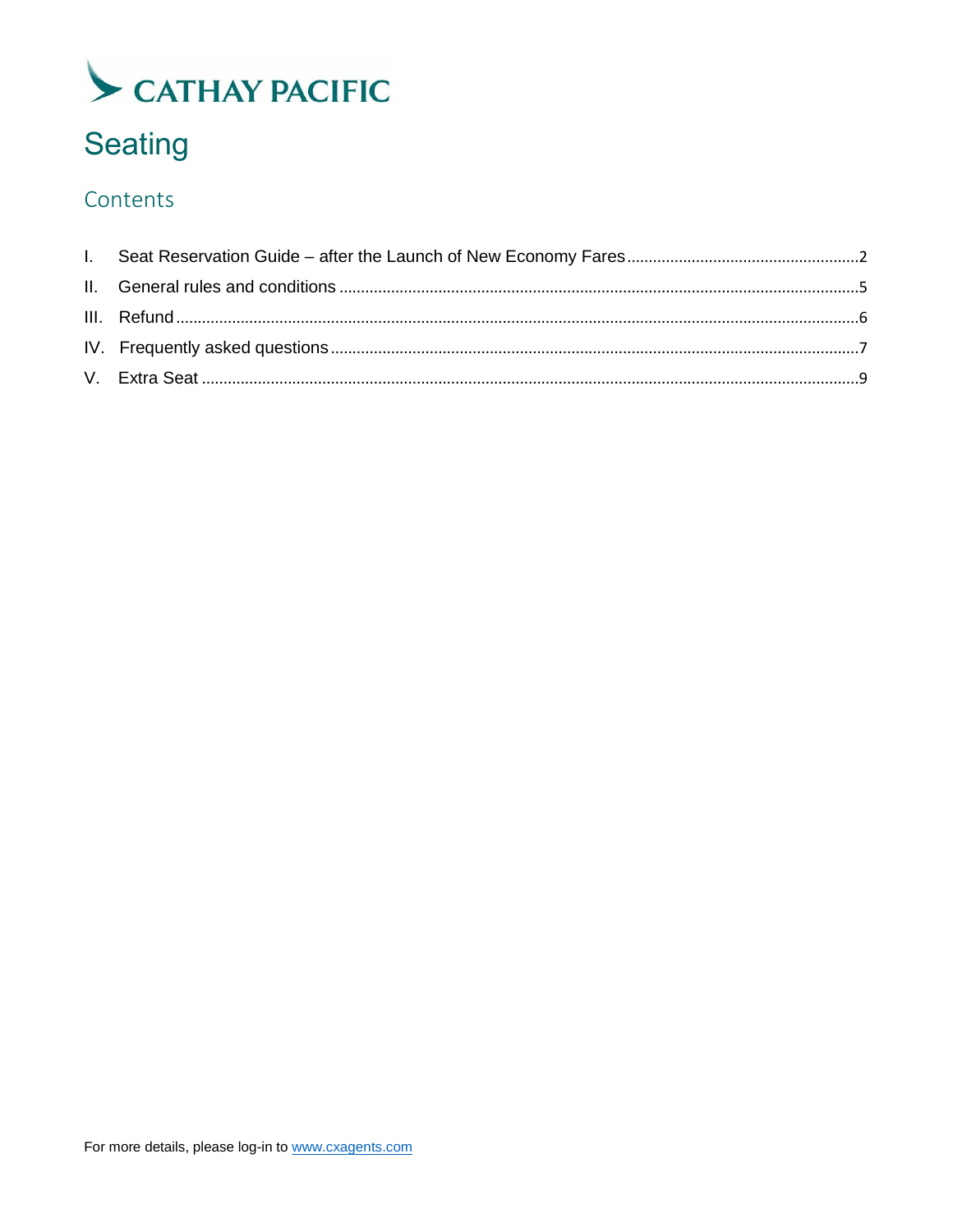CATHAY PACIFIC

# Seating

## Contents

I. Seat Reservation Guide – after the Launch of New Economy Fares ..... 2
II. General rules and conditions ..... 5
III. Refund ..... 6
IV. Frequently asked questions ..... 7
V. Extra Seat ..... 9

For more details, please log-in to www.cxagents.com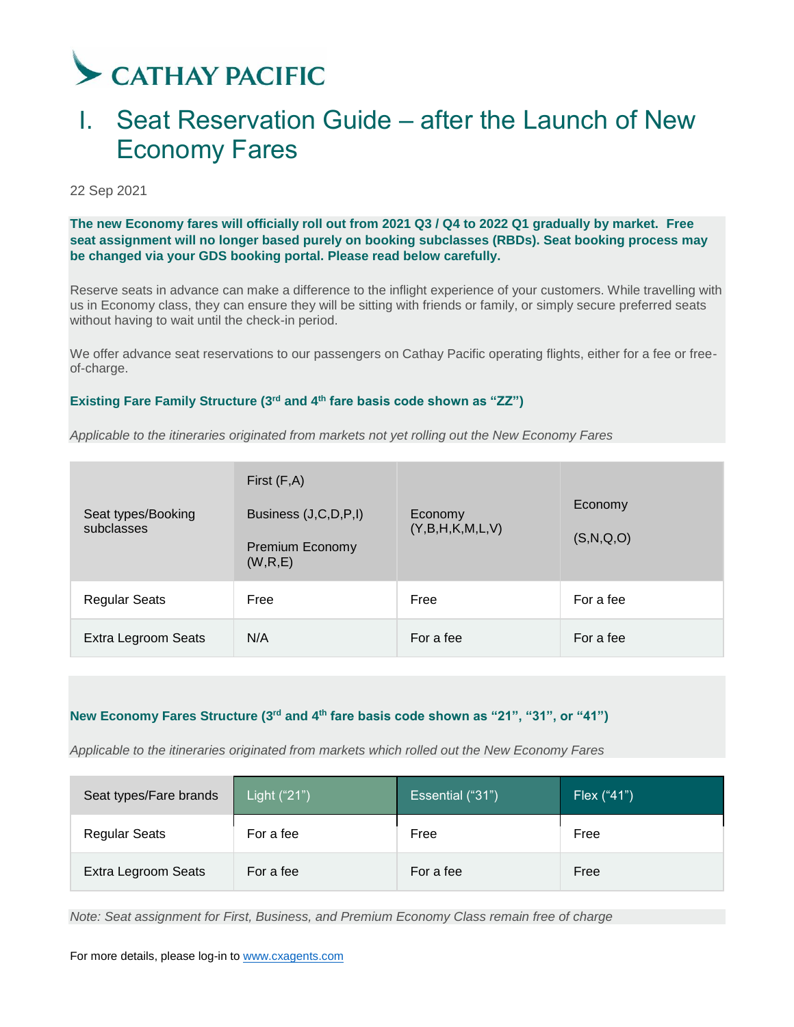CATHAY PACIFIC

# I. Seat Reservation Guide – after the Launch of New Economy Fares

22 Sep 2021

**The new Economy fares will officially roll out from 2021 Q3 / Q4 to 2022 Q1 gradually by market. Free seat assignment will no longer based purely on booking subclasses (RBDs). Seat booking process may be changed via your GDS booking portal. Please read below carefully.**

Reserve seats in advance can make a difference to the inflight experience of your customers. While travelling with us in Economy class, they can ensure they will be sitting with friends or family, or simply secure preferred seats without having to wait until the check-in period.

We offer advance seat reservations to our passengers on Cathay Pacific operating flights, either for a fee or free-of-charge.

**Existing Fare Family Structure (3rd and 4th fare basis code shown as "ZZ")**

*Applicable to the itineraries originated from markets not yet rolling out the New Economy Fares*

| Seat types/Booking subclasses | First (F,A)<br>Business (J,C,D,P,I)<br>Premium Economy (W,R,E) | Economy (Y,B,H,K,M,L,V) | Economy (S,N,Q,O) |
|---|---|---|---|
| Regular Seats | Free | Free | For a fee |
| Extra Legroom Seats | N/A | For a fee | For a fee |

**New Economy Fares Structure (3rd and 4th fare basis code shown as "21", "31", or "41")**

*Applicable to the itineraries originated from markets which rolled out the New Economy Fares*

| Seat types/Fare brands | Light ("21") | Essential ("31") | Flex ("41") |
|---|---|---|---|
| Regular Seats | For a fee | Free | Free |
| Extra Legroom Seats | For a fee | For a fee | Free |

*Note: Seat assignment for First, Business, and Premium Economy Class remain free of charge*

For more details, please log-in to www.cxagents.com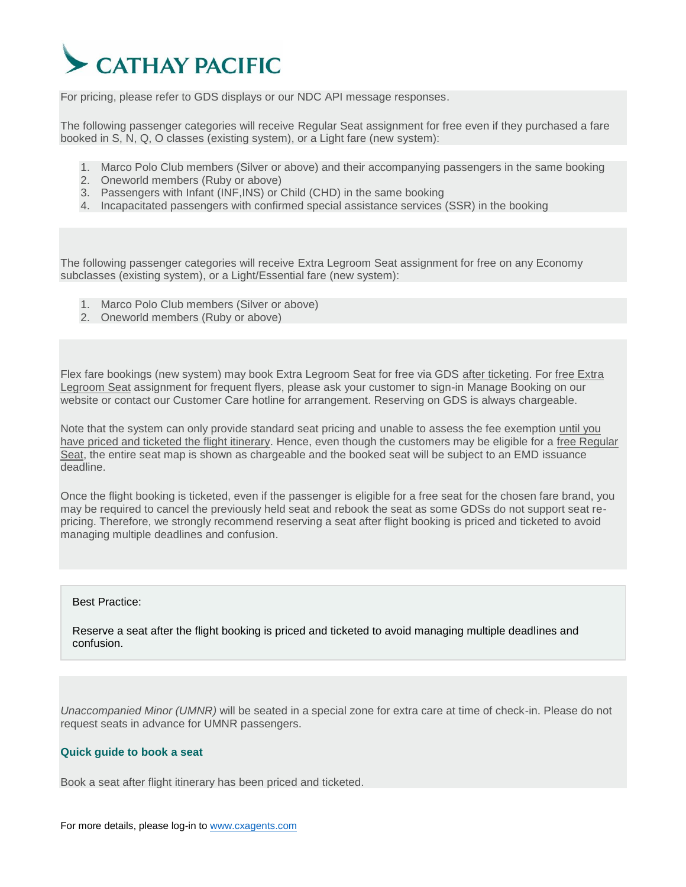For pricing, please refer to GDS displays or our NDC API message responses.

The following passenger categories will receive Regular Seat assignment for free even if they purchased a fare booked in S, N, Q, O classes (existing system), or a Light fare (new system):

1. Marco Polo Club members (Silver or above) and their accompanying passengers in the same booking
2. Oneworld members (Ruby or above)
3. Passengers with Infant (INF,INS) or Child (CHD) in the same booking
4. Incapacitated passengers with confirmed special assistance services (SSR) in the booking

The following passenger categories will receive Extra Legroom Seat assignment for free on any Economy subclasses (existing system), or a Light/Essential fare (new system):

1. Marco Polo Club members (Silver or above)
2. Oneworld members (Ruby or above)

Flex fare bookings (new system) may book Extra Legroom Seat for free via GDS after ticketing. For free Extra Legroom Seat assignment for frequent flyers, please ask your customer to sign-in Manage Booking on our website or contact our Customer Care hotline for arrangement. Reserving on GDS is always chargeable.

Note that the system can only provide standard seat pricing and unable to assess the fee exemption until you have priced and ticketed the flight itinerary. Hence, even though the customers may be eligible for a free Regular Seat, the entire seat map is shown as chargeable and the booked seat will be subject to an EMD issuance deadline.

Once the flight booking is ticketed, even if the passenger is eligible for a free seat for the chosen fare brand, you may be required to cancel the previously held seat and rebook the seat as some GDSs do not support seat re-pricing. Therefore, we strongly recommend reserving a seat after flight booking is priced and ticketed to avoid managing multiple deadlines and confusion.

> Best Practice:
>
> Reserve a seat after the flight booking is priced and ticketed to avoid managing multiple deadlines and confusion.

*Unaccompanied Minor (UMNR)* will be seated in a special zone for extra care at time of check-in. Please do not request seats in advance for UMNR passengers.

### Quick guide to book a seat

Book a seat after flight itinerary has been priced and ticketed.

For more details, please log-in to www.cxagents.com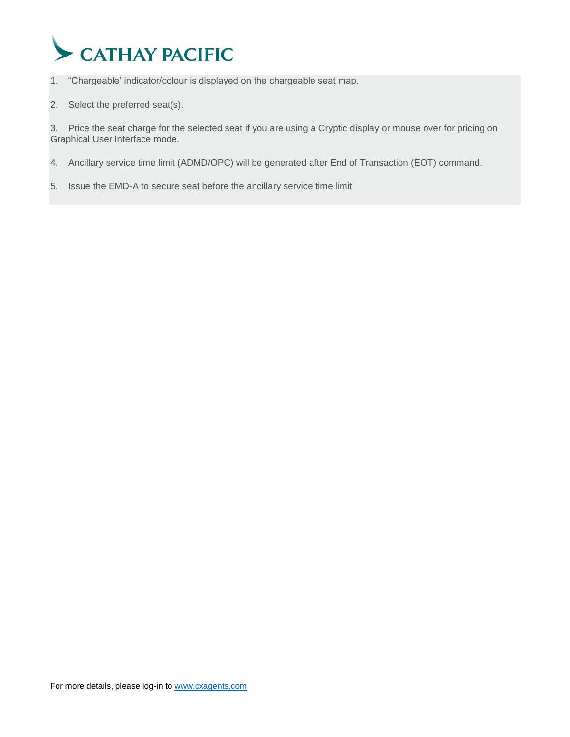1. “Chargeable’ indicator/colour is displayed on the chargeable seat map.
2. Select the preferred seat(s).
3. Price the seat charge for the selected seat if you are using a Cryptic display or mouse over for pricing on Graphical User Interface mode.
4. Ancillary service time limit (ADMD/OPC) will be generated after End of Transaction (EOT) command.
5. Issue the EMD-A to secure seat before the ancillary service time limit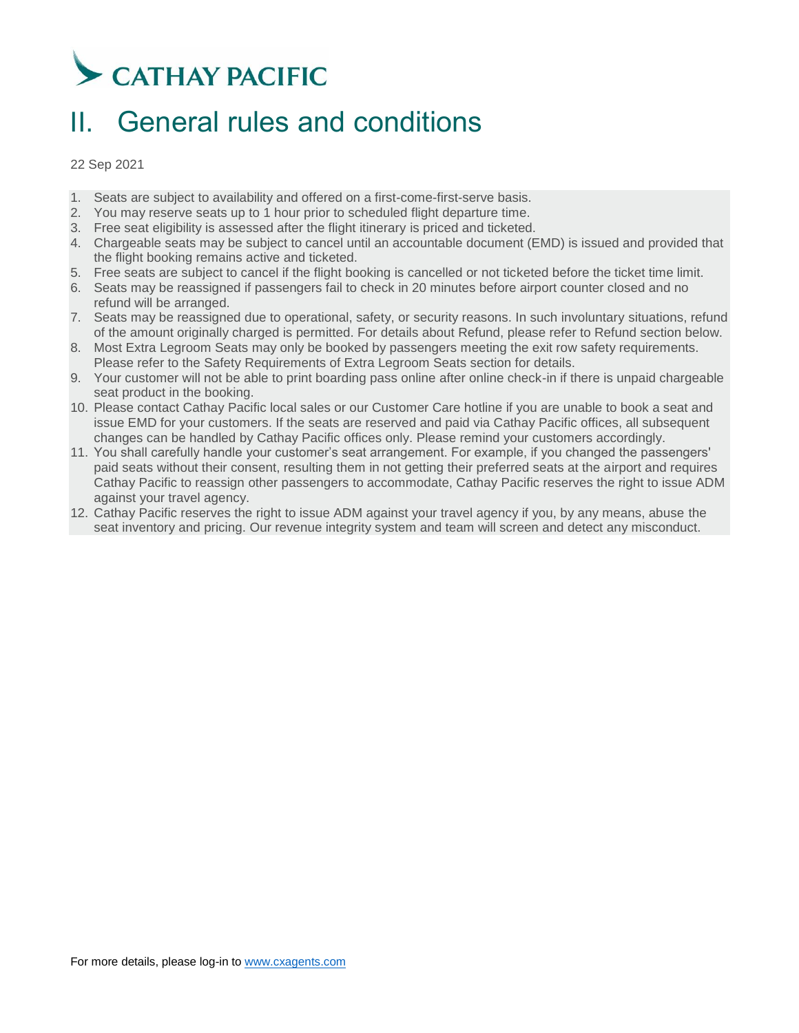CATHAY PACIFIC

# II. General rules and conditions

22 Sep 2021

1. Seats are subject to availability and offered on a first-come-first-serve basis.
2. You may reserve seats up to 1 hour prior to scheduled flight departure time.
3. Free seat eligibility is assessed after the flight itinerary is priced and ticketed.
4. Chargeable seats may be subject to cancel until an accountable document (EMD) is issued and provided that the flight booking remains active and ticketed.
5. Free seats are subject to cancel if the flight booking is cancelled or not ticketed before the ticket time limit.
6. Seats may be reassigned if passengers fail to check in 20 minutes before airport counter closed and no refund will be arranged.
7. Seats may be reassigned due to operational, safety, or security reasons. In such involuntary situations, refund of the amount originally charged is permitted. For details about Refund, please refer to Refund section below.
8. Most Extra Legroom Seats may only be booked by passengers meeting the exit row safety requirements. Please refer to the Safety Requirements of Extra Legroom Seats section for details.
9. Your customer will not be able to print boarding pass online after online check-in if there is unpaid chargeable seat product in the booking.
10. Please contact Cathay Pacific local sales or our Customer Care hotline if you are unable to book a seat and issue EMD for your customers. If the seats are reserved and paid via Cathay Pacific offices, all subsequent changes can be handled by Cathay Pacific offices only. Please remind your customers accordingly.
11. You shall carefully handle your customer's seat arrangement. For example, if you changed the passengers' paid seats without their consent, resulting them in not getting their preferred seats at the airport and requires Cathay Pacific to reassign other passengers to accommodate, Cathay Pacific reserves the right to issue ADM against your travel agency.
12. Cathay Pacific reserves the right to issue ADM against your travel agency if you, by any means, abuse the seat inventory and pricing. Our revenue integrity system and team will screen and detect any misconduct.

For more details, please log-in to www.cxagents.com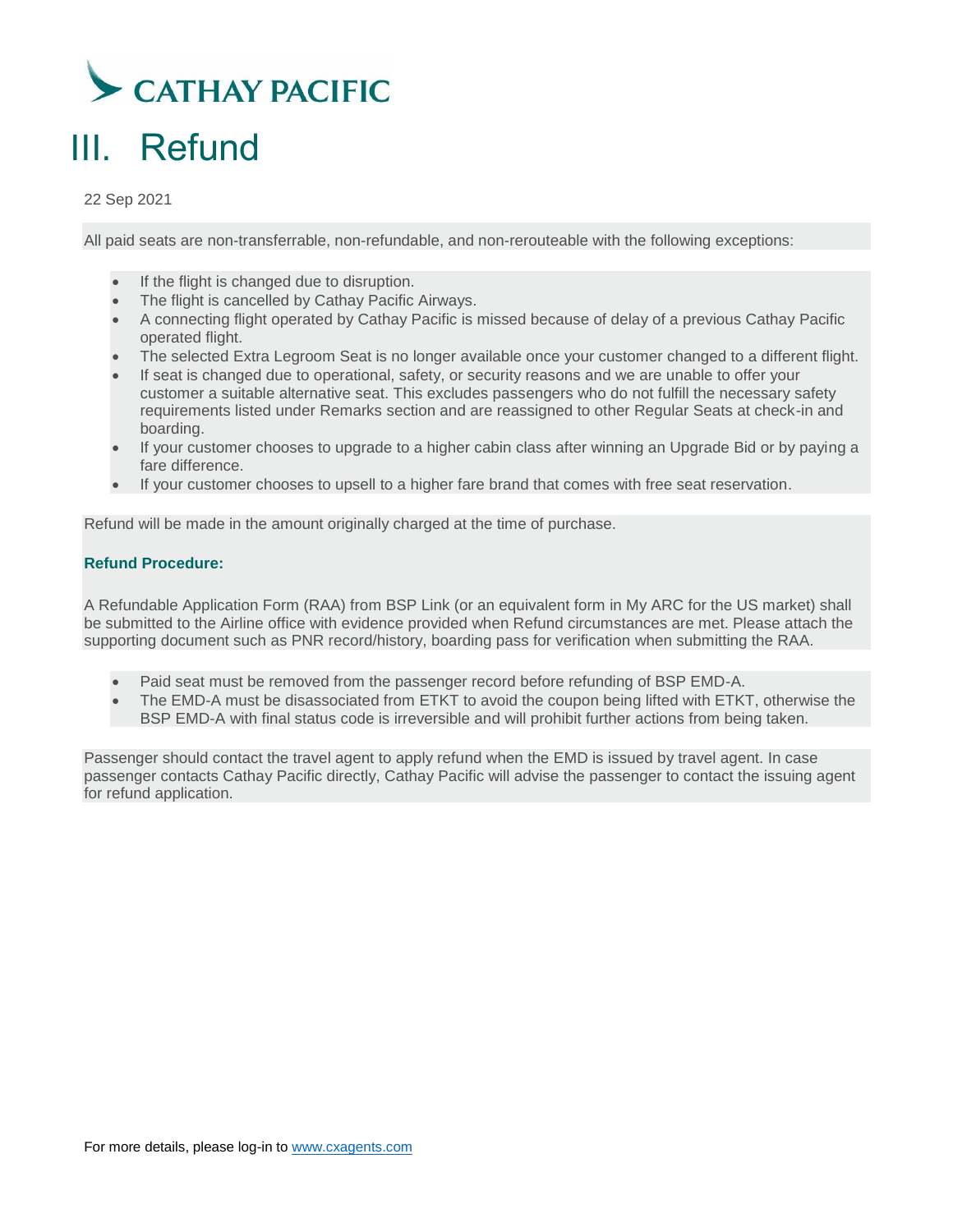# III. Refund

22 Sep 2021

All paid seats are non-transferrable, non-refundable, and non-rerouteable with the following exceptions:

- If the flight is changed due to disruption.
- The flight is cancelled by Cathay Pacific Airways.
- A connecting flight operated by Cathay Pacific is missed because of delay of a previous Cathay Pacific operated flight.
- The selected Extra Legroom Seat is no longer available once your customer changed to a different flight.
- If seat is changed due to operational, safety, or security reasons and we are unable to offer your customer a suitable alternative seat. This excludes passengers who do not fulfill the necessary safety requirements listed under Remarks section and are reassigned to other Regular Seats at check-in and boarding.
- If your customer chooses to upgrade to a higher cabin class after winning an Upgrade Bid or by paying a fare difference.
- If your customer chooses to upsell to a higher fare brand that comes with free seat reservation.

Refund will be made in the amount originally charged at the time of purchase.

**Refund Procedure:**

A Refundable Application Form (RAA) from BSP Link (or an equivalent form in My ARC for the US market) shall be submitted to the Airline office with evidence provided when Refund circumstances are met. Please attach the supporting document such as PNR record/history, boarding pass for verification when submitting the RAA.

- Paid seat must be removed from the passenger record before refunding of BSP EMD-A.
- The EMD-A must be disassociated from ETKT to avoid the coupon being lifted with ETKT, otherwise the BSP EMD-A with final status code is irreversible and will prohibit further actions from being taken.

Passenger should contact the travel agent to apply refund when the EMD is issued by travel agent. In case passenger contacts Cathay Pacific directly, Cathay Pacific will advise the passenger to contact the issuing agent for refund application.

For more details, please log-in to www.cxagents.com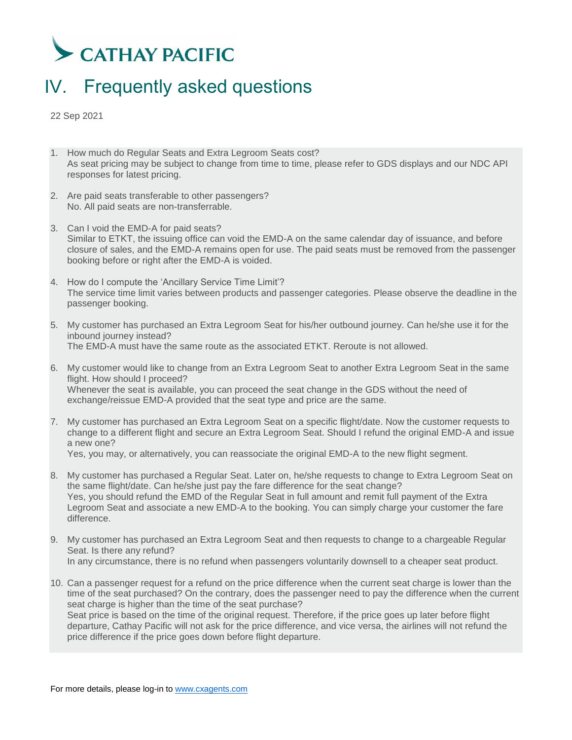CATHAY PACIFIC

# IV. Frequently asked questions

22 Sep 2021

1. How much do Regular Seats and Extra Legroom Seats cost?
   As seat pricing may be subject to change from time to time, please refer to GDS displays and our NDC API responses for latest pricing.

2. Are paid seats transferable to other passengers?
   No. All paid seats are non-transferrable.

3. Can I void the EMD-A for paid seats?
   Similar to ETKT, the issuing office can void the EMD-A on the same calendar day of issuance, and before closure of sales, and the EMD-A remains open for use. The paid seats must be removed from the passenger booking before or right after the EMD-A is voided.

4. How do I compute the 'Ancillary Service Time Limit'?
   The service time limit varies between products and passenger categories. Please observe the deadline in the passenger booking.

5. My customer has purchased an Extra Legroom Seat for his/her outbound journey. Can he/she use it for the inbound journey instead?
   The EMD-A must have the same route as the associated ETKT. Reroute is not allowed.

6. My customer would like to change from an Extra Legroom Seat to another Extra Legroom Seat in the same flight. How should I proceed?
   Whenever the seat is available, you can proceed the seat change in the GDS without the need of exchange/reissue EMD-A provided that the seat type and price are the same.

7. My customer has purchased an Extra Legroom Seat on a specific flight/date. Now the customer requests to change to a different flight and secure an Extra Legroom Seat. Should I refund the original EMD-A and issue a new one?
   Yes, you may, or alternatively, you can reassociate the original EMD-A to the new flight segment.

8. My customer has purchased a Regular Seat. Later on, he/she requests to change to Extra Legroom Seat on the same flight/date. Can he/she just pay the fare difference for the seat change?
   Yes, you should refund the EMD of the Regular Seat in full amount and remit full payment of the Extra Legroom Seat and associate a new EMD-A to the booking. You can simply charge your customer the fare difference.

9. My customer has purchased an Extra Legroom Seat and then requests to change to a chargeable Regular Seat. Is there any refund?
   In any circumstance, there is no refund when passengers voluntarily downsell to a cheaper seat product.

10. Can a passenger request for a refund on the price difference when the current seat charge is lower than the time of the seat purchased? On the contrary, does the passenger need to pay the difference when the current seat charge is higher than the time of the seat purchase?
    Seat price is based on the time of the original request. Therefore, if the price goes up later before flight departure, Cathay Pacific will not ask for the price difference, and vice versa, the airlines will not refund the price difference if the price goes down before flight departure.

For more details, please log-in to [www.cxagents.com](http://www.cxagents.com)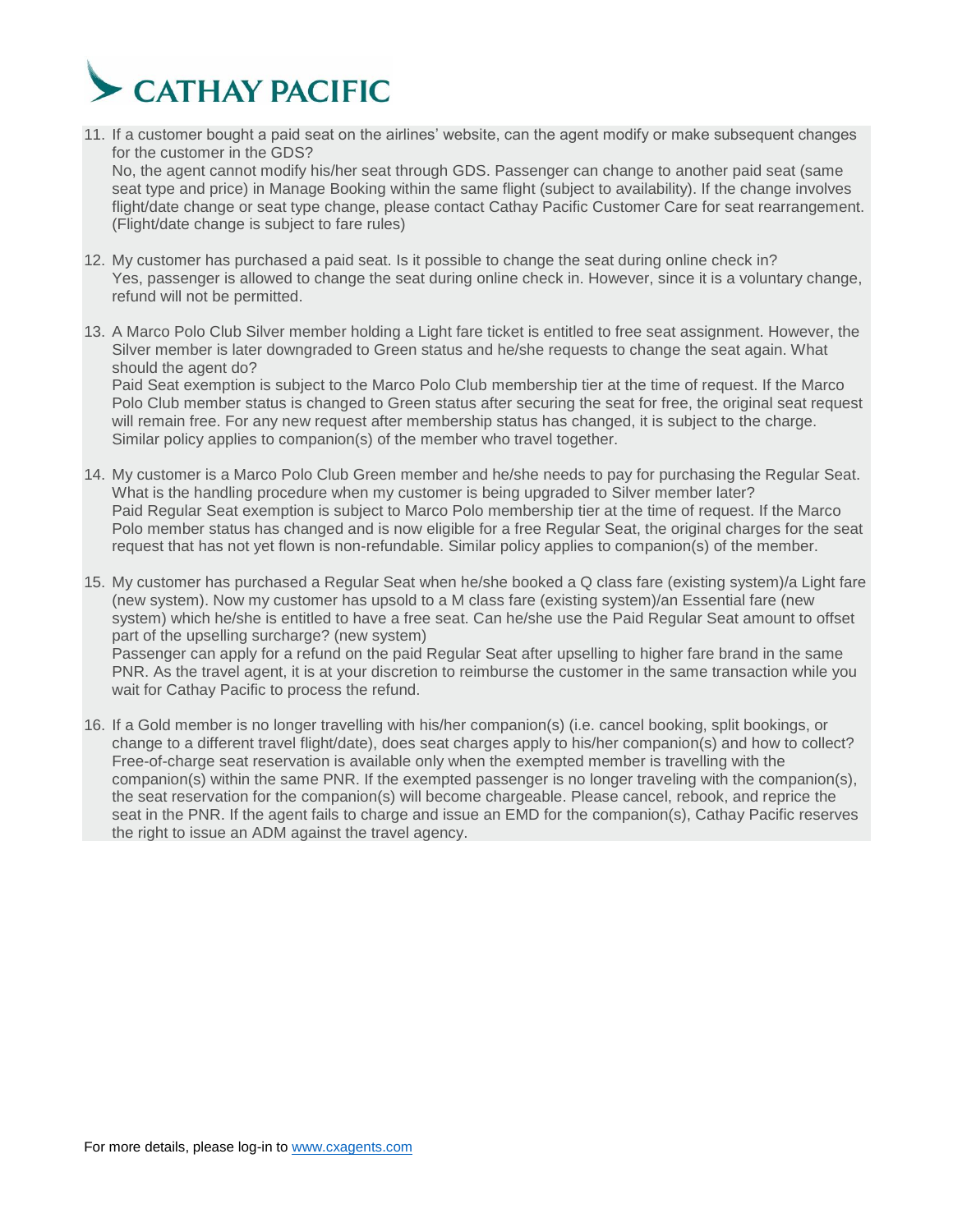11. If a customer bought a paid seat on the airlines' website, can the agent modify or make subsequent changes for the customer in the GDS?
    No, the agent cannot modify his/her seat through GDS. Passenger can change to another paid seat (same seat type and price) in Manage Booking within the same flight (subject to availability). If the change involves flight/date change or seat type change, please contact Cathay Pacific Customer Care for seat rearrangement. (Flight/date change is subject to fare rules)

12. My customer has purchased a paid seat. Is it possible to change the seat during online check in?
    Yes, passenger is allowed to change the seat during online check in. However, since it is a voluntary change, refund will not be permitted.

13. A Marco Polo Club Silver member holding a Light fare ticket is entitled to free seat assignment. However, the Silver member is later downgraded to Green status and he/she requests to change the seat again. What should the agent do?
    Paid Seat exemption is subject to the Marco Polo Club membership tier at the time of request. If the Marco Polo Club member status is changed to Green status after securing the seat for free, the original seat request will remain free. For any new request after membership status has changed, it is subject to the charge. Similar policy applies to companion(s) of the member who travel together.

14. My customer is a Marco Polo Club Green member and he/she needs to pay for purchasing the Regular Seat. What is the handling procedure when my customer is being upgraded to Silver member later?
    Paid Regular Seat exemption is subject to Marco Polo membership tier at the time of request. If the Marco Polo member status has changed and is now eligible for a free Regular Seat, the original charges for the seat request that has not yet flown is non-refundable. Similar policy applies to companion(s) of the member.

15. My customer has purchased a Regular Seat when he/she booked a Q class fare (existing system)/a Light fare (new system). Now my customer has upsold to a M class fare (existing system)/an Essential fare (new system) which he/she is entitled to have a free seat. Can he/she use the Paid Regular Seat amount to offset part of the upselling surcharge? (new system)
    Passenger can apply for a refund on the paid Regular Seat after upselling to higher fare brand in the same PNR. As the travel agent, it is at your discretion to reimburse the customer in the same transaction while you wait for Cathay Pacific to process the refund.

16. If a Gold member is no longer travelling with his/her companion(s) (i.e. cancel booking, split bookings, or change to a different travel flight/date), does seat charges apply to his/her companion(s) and how to collect?
    Free-of-charge seat reservation is available only when the exempted member is travelling with the companion(s) within the same PNR. If the exempted passenger is no longer traveling with the companion(s), the seat reservation for the companion(s) will become chargeable. Please cancel, rebook, and reprice the seat in the PNR. If the agent fails to charge and issue an EMD for the companion(s), Cathay Pacific reserves the right to issue an ADM against the travel agency.

For more details, please log-in to [www.cxagents.com](http://www.cxagents.com)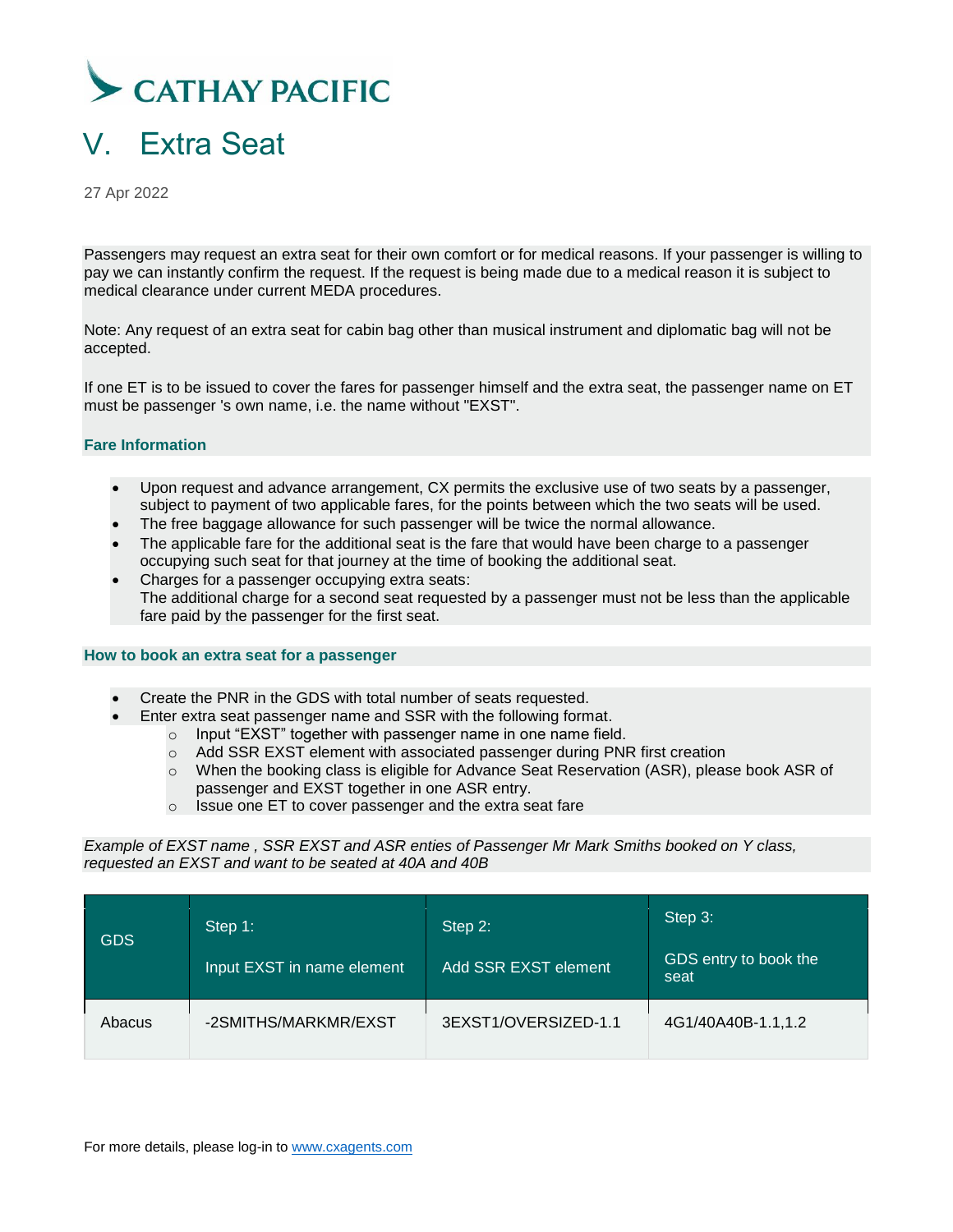CATHAY PACIFIC

# V. Extra Seat

27 Apr 2022

Passengers may request an extra seat for their own comfort or for medical reasons. If your passenger is willing to pay we can instantly confirm the request. If the request is being made due to a medical reason it is subject to medical clearance under current MEDA procedures.

Note: Any request of an extra seat for cabin bag other than musical instrument and diplomatic bag will not be accepted.

If one ET is to be issued to cover the fares for passenger himself and the extra seat, the passenger name on ET must be passenger 's own name, i.e. the name without "EXST".

### Fare Information

- Upon request and advance arrangement, CX permits the exclusive use of two seats by a passenger, subject to payment of two applicable fares, for the points between which the two seats will be used.
- The free baggage allowance for such passenger will be twice the normal allowance.
- The applicable fare for the additional seat is the fare that would have been charge to a passenger occupying such seat for that journey at the time of booking the additional seat.
- Charges for a passenger occupying extra seats:
  The additional charge for a second seat requested by a passenger must not be less than the applicable fare paid by the passenger for the first seat.

### How to book an extra seat for a passenger

- Create the PNR in the GDS with total number of seats requested.
- Enter extra seat passenger name and SSR with the following format.
  - Input “EXST” together with passenger name in one name field.
  - Add SSR EXST element with associated passenger during PNR first creation
  - When the booking class is eligible for Advance Seat Reservation (ASR), please book ASR of passenger and EXST together in one ASR entry.
  - Issue one ET to cover passenger and the extra seat fare

*Example of EXST name , SSR EXST and ASR enties of Passenger Mr Mark Smiths booked on Y class, requested an EXST and want to be seated at 40A and 40B*

| GDS | Step 1: Input EXST in name element | Step 2: Add SSR EXST element | Step 3: GDS entry to book the seat |
|---|---|---|---|
| Abacus | -2SMITHS/MARKMR/EXST | 3EXST1/OVERSIZED-1.1 | 4G1/40A40B-1.1,1.2 |

For more details, please log-in to www.cxagents.com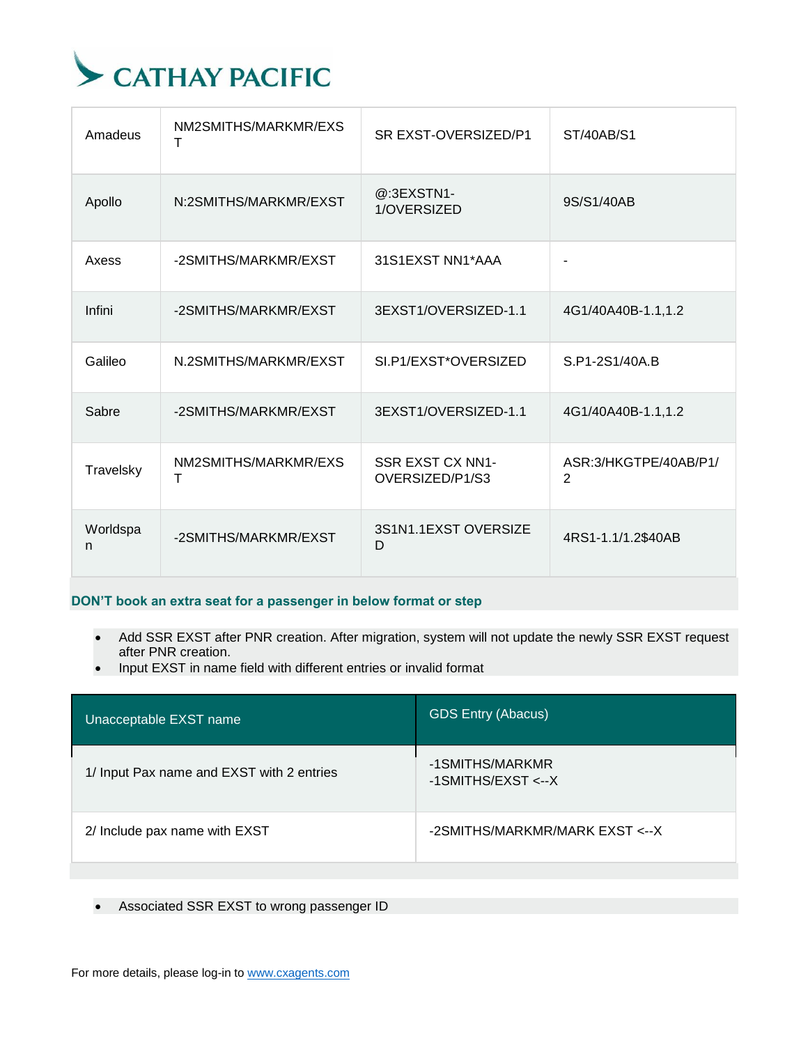| | | | |
|---|---|---|---|
| Amadeus | NM2SMITHS/MARKMR/EXST | SR EXST-OVERSIZED/P1 | ST/40AB/S1 |
| Apollo | N:2SMITHS/MARKMR/EXST | @:3EXSTN1-1/OVERSIZED | 9S/S1/40AB |
| Axess | -2SMITHS/MARKMR/EXST | 31S1EXST NN1*AAA | - |
| Infini | -2SMITHS/MARKMR/EXST | 3EXST1/OVERSIZED-1.1 | 4G1/40A40B-1.1,1.2 |
| Galileo | N.2SMITHS/MARKMR/EXST | SI.P1/EXST*OVERSIZED | S.P1-2S1/40A.B |
| Sabre | -2SMITHS/MARKMR/EXST | 3EXST1/OVERSIZED-1.1 | 4G1/40A40B-1.1,1.2 |
| Travelsky | NM2SMITHS/MARKMR/EXST | SSR EXST CX NN1-OVERSIZED/P1/S3 | ASR:3/HKGTPE/40AB/P1/2 |
| Worldspan | -2SMITHS/MARKMR/EXST | 3S1N1.1EXST OVERSIZED | 4RS1-1.1/1.2$40AB |

**DON'T book an extra seat for a passenger in below format or step**

- Add SSR EXST after PNR creation. After migration, system will not update the newly SSR EXST request after PNR creation.
- Input EXST in name field with different entries or invalid format

| Unacceptable EXST name | GDS Entry (Abacus) |
|---|---|
| 1/ Input Pax name and EXST with 2 entries | -1SMITHS/MARKMR<br>-1SMITHS/EXST <--X |
| 2/ Include pax name with EXST | -2SMITHS/MARKMR/MARK EXST <--X |

- Associated SSR EXST to wrong passenger ID

For more details, please log-in to www.cxagents.com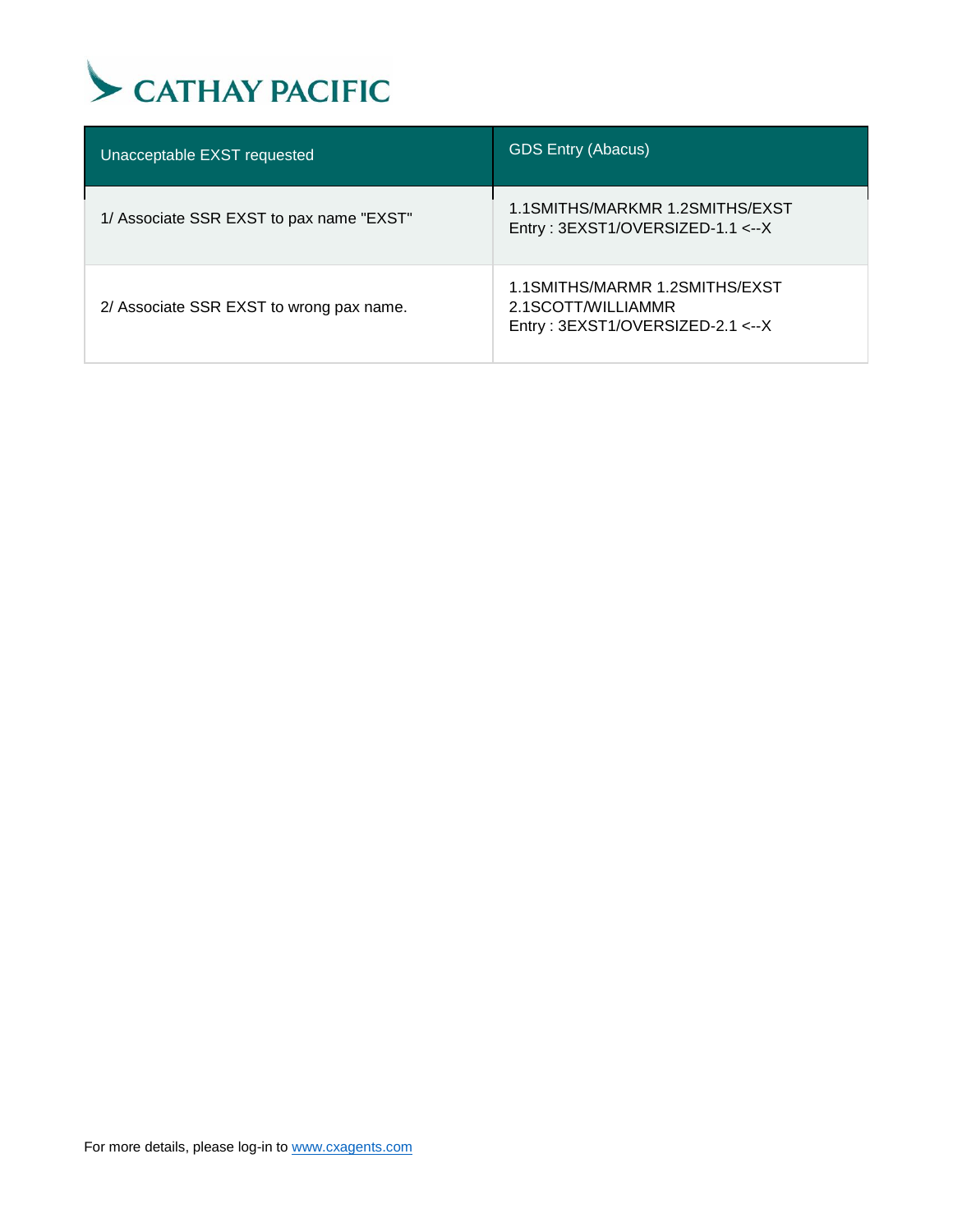| Unacceptable EXST requested | GDS Entry (Abacus) |
|---|---|
| 1/ Associate SSR EXST to pax name "EXST" | 1.1SMITHS/MARKMR 1.2SMITHS/EXST<br>Entry : 3EXST1/OVERSIZED-1.1 <--X |
| 2/ Associate SSR EXST to wrong pax name. | 1.1SMITHS/MARMR 1.2SMITHS/EXST<br>2.1SCOTT/WILLIAMMR<br>Entry : 3EXST1/OVERSIZED-2.1 <--X |

For more details, please log-in to [www.cxagents.com](http://www.cxagents.com)